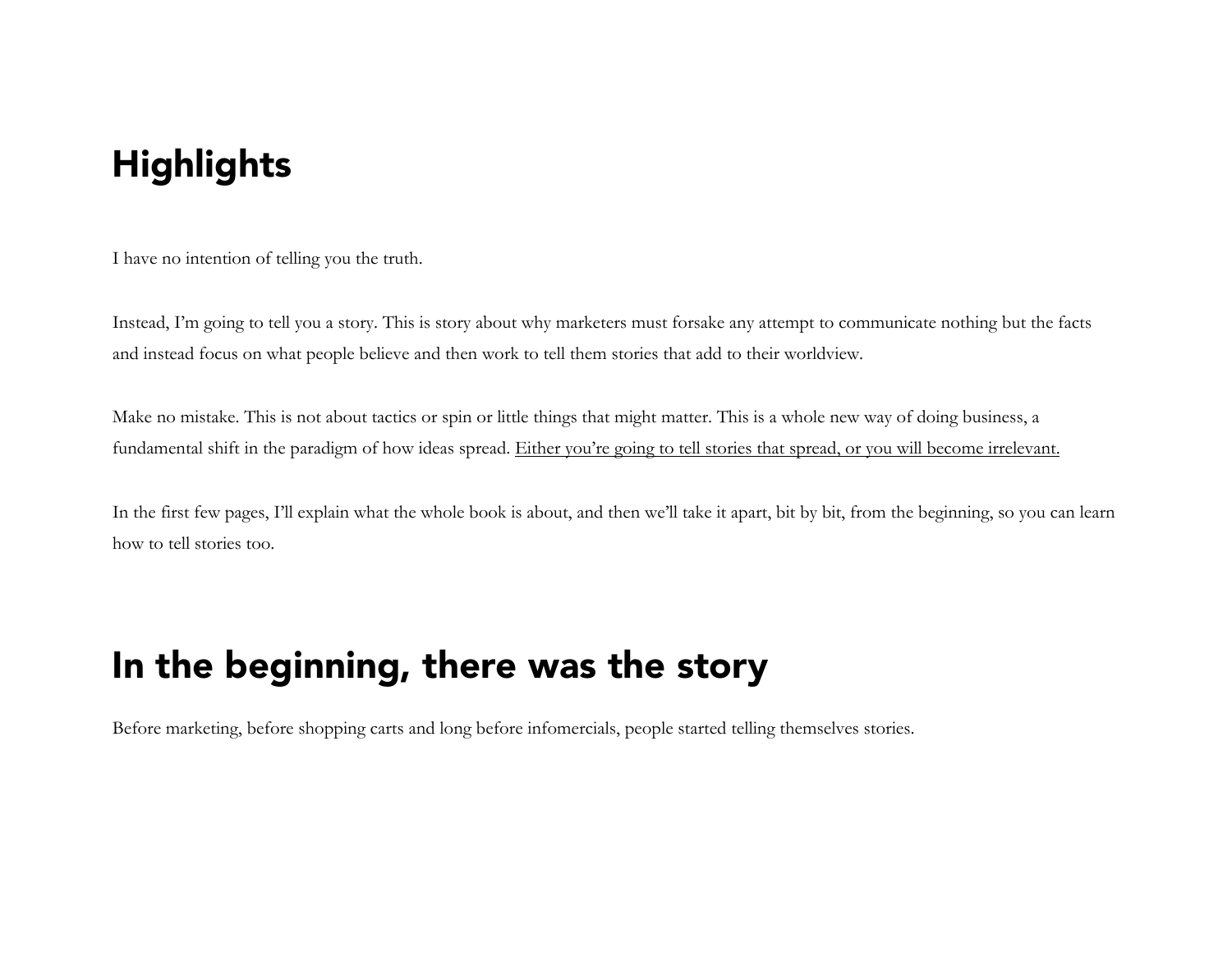# Highlights

I have no intention of telling you the truth.

Instead, I'm going to tell you a story. This is story about why marketers must forsake any attempt to communicate nothing but the facts and instead focus on what people believe and then work to tell them stories that add to their worldview.

Make no mistake. This is not about tactics or spin or little things that might matter. This is a whole new way of doing business, a fundamental shift in the paradigm of how ideas spread. <u>Either you're going to tell stories that spread, or you will become irrelevant.</u>

In the first few pages, I'll explain what the whole book is about, and then we'll take it apart, bit by bit, from the beginning, so you can learn how to tell stories too.

# In the beginning, there was the story

Before marketing, before shopping carts and long before infomercials, people started telling themselves stories.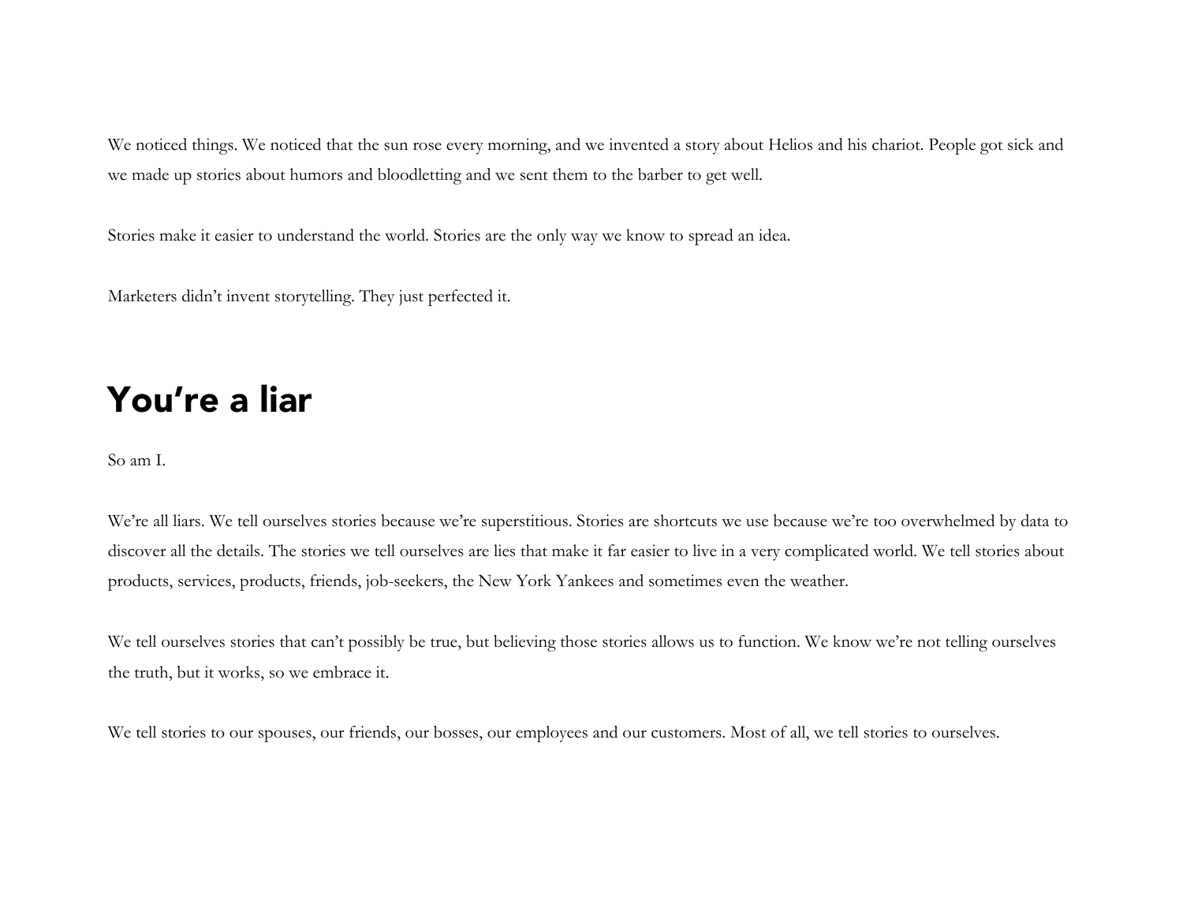We noticed things. We noticed that the sun rose every morning, and we invented a story about Helios and his chariot. People got sick and we made up stories about humors and bloodletting and we sent them to the barber to get well.

Stories make it easier to understand the world. Stories are the only way we know to spread an idea.

Marketers didn't invent storytelling. They just perfected it.

## You're a liar

So am I.

We're all liars. We tell ourselves stories because we're superstitious. Stories are shortcuts we use because we're too overwhelmed by data to discover all the details. The stories we tell ourselves are lies that make it far easier to live in a very complicated world. We tell stories about products, services, products, friends, job-seekers, the New York Yankees and sometimes even the weather.

We tell ourselves stories that can't possibly be true, but believing those stories allows us to function. We know we're not telling ourselves the truth, but it works, so we embrace it.

We tell stories to our spouses, our friends, our bosses, our employees and our customers. Most of all, we tell stories to ourselves.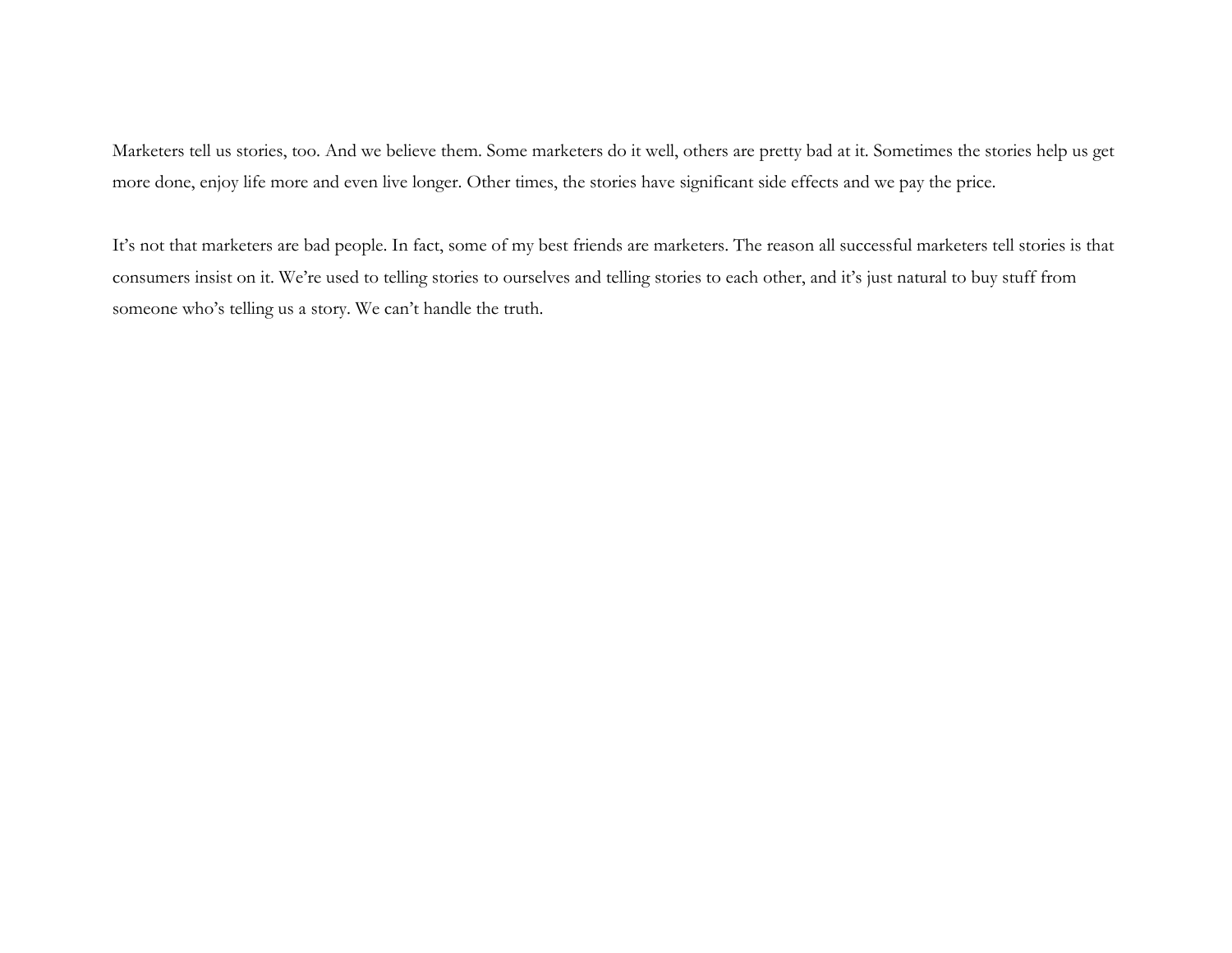Marketers tell us stories, too. And we believe them. Some marketers do it well, others are pretty bad at it. Sometimes the stories help us get more done, enjoy life more and even live longer. Other times, the stories have significant side effects and we pay the price.

It's not that marketers are bad people. In fact, some of my best friends are marketers. The reason all successful marketers tell stories is that consumers insist on it. We're used to telling stories to ourselves and telling stories to each other, and it's just natural to buy stuff from someone who's telling us a story. We can't handle the truth.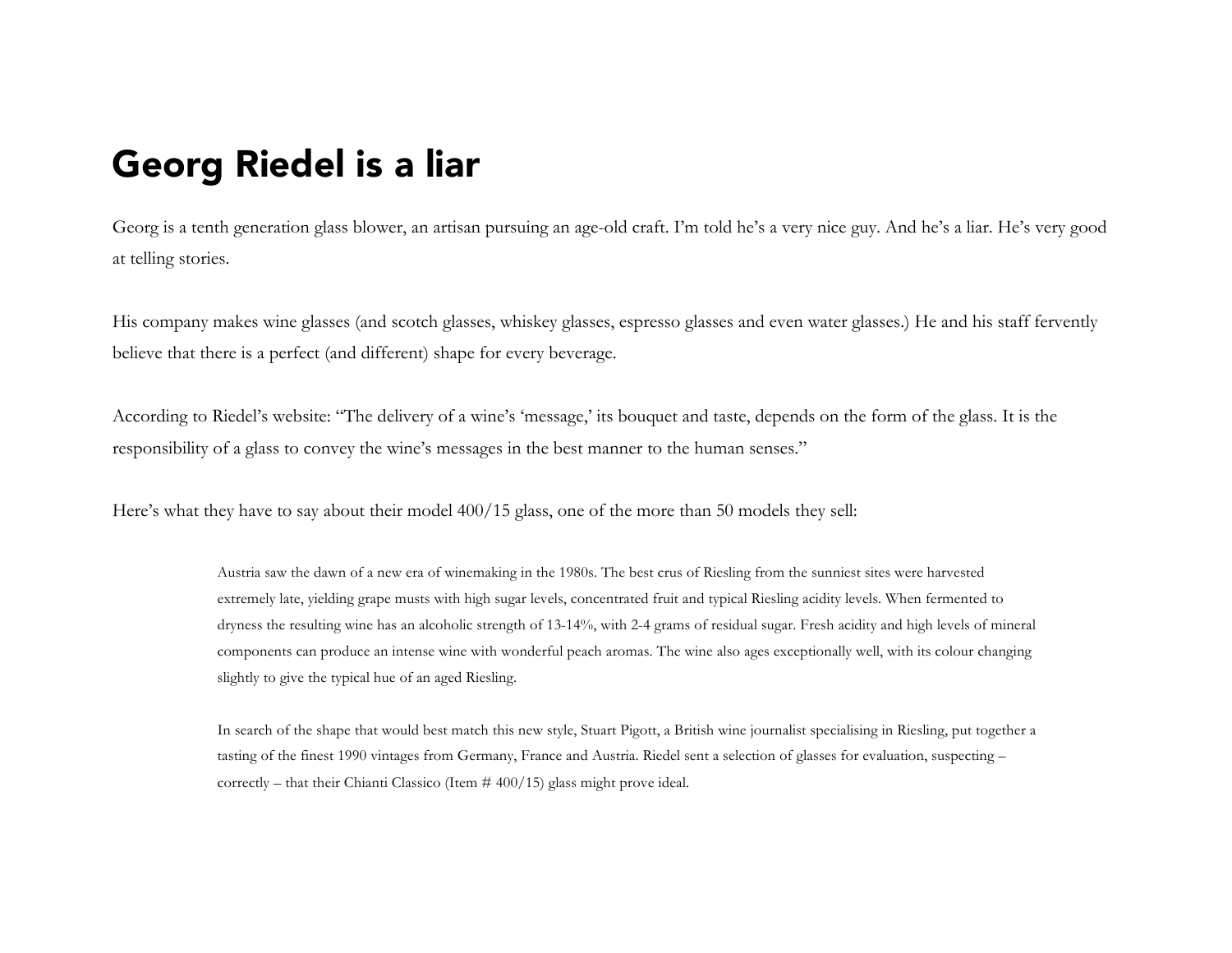# Georg Riedel is a liar

Georg is a tenth generation glass blower, an artisan pursuing an age-old craft. I'm told he's a very nice guy. And he's a liar. He's very good at telling stories.

His company makes wine glasses (and scotch glasses, whiskey glasses, espresso glasses and even water glasses.) He and his staff fervently believe that there is a perfect (and different) shape for every beverage.

According to Riedel's website: "The delivery of a wine's 'message,' its bouquet and taste, depends on the form of the glass. It is the responsibility of a glass to convey the wine's messages in the best manner to the human senses."

Here's what they have to say about their model 400/15 glass, one of the more than 50 models they sell:

> Austria saw the dawn of a new era of winemaking in the 1980s. The best crus of Riesling from the sunniest sites were harvested extremely late, yielding grape musts with high sugar levels, concentrated fruit and typical Riesling acidity levels. When fermented to dryness the resulting wine has an alcoholic strength of 13-14%, with 2-4 grams of residual sugar. Fresh acidity and high levels of mineral components can produce an intense wine with wonderful peach aromas. The wine also ages exceptionally well, with its colour changing slightly to give the typical hue of an aged Riesling.
>
> In search of the shape that would best match this new style, Stuart Pigott, a British wine journalist specialising in Riesling, put together a tasting of the finest 1990 vintages from Germany, France and Austria. Riedel sent a selection of glasses for evaluation, suspecting – correctly – that their Chianti Classico (Item # 400/15) glass might prove ideal.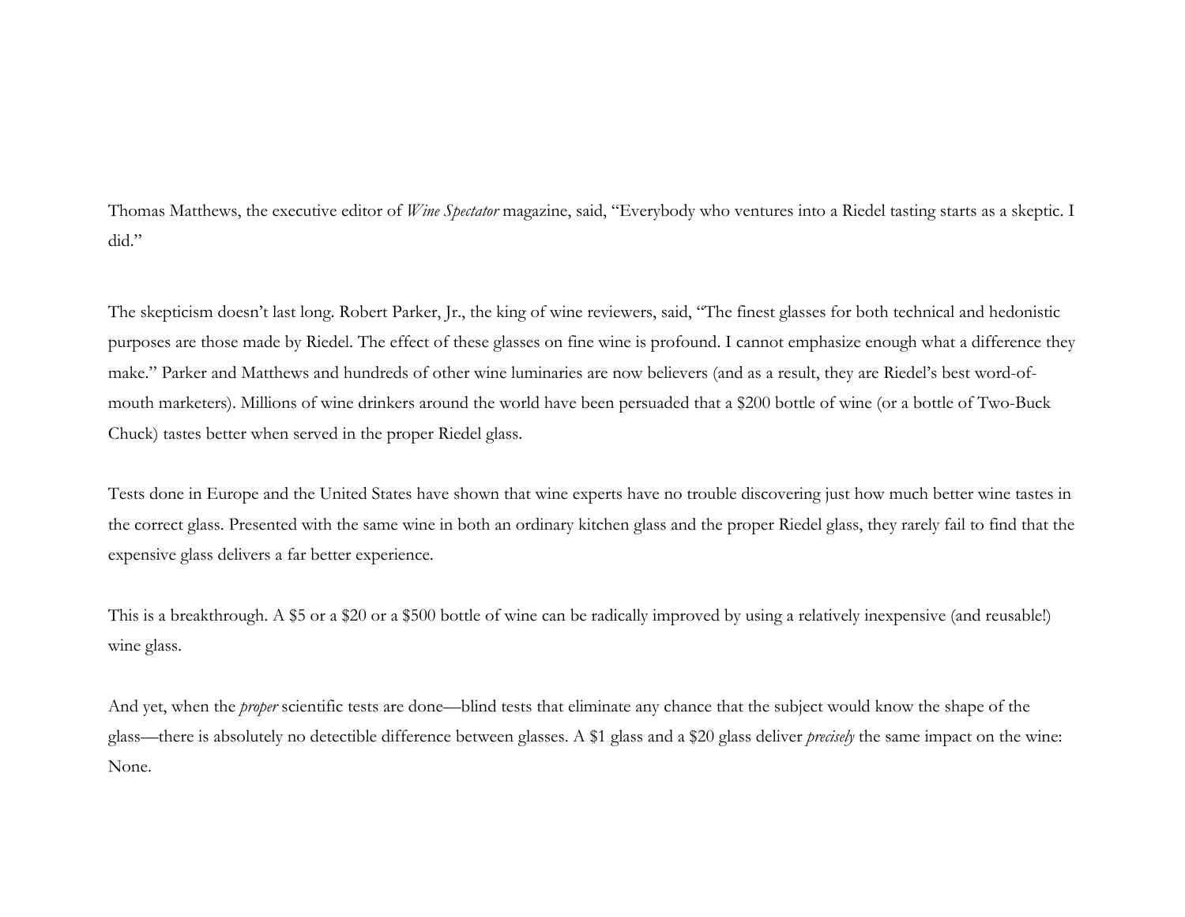Thomas Matthews, the executive editor of *Wine Spectator* magazine, said, "Everybody who ventures into a Riedel tasting starts as a skeptic. I did."

The skepticism doesn't last long. Robert Parker, Jr., the king of wine reviewers, said, "The finest glasses for both technical and hedonistic purposes are those made by Riedel. The effect of these glasses on fine wine is profound. I cannot emphasize enough what a difference they make." Parker and Matthews and hundreds of other wine luminaries are now believers (and as a result, they are Riedel's best word-of-mouth marketers). Millions of wine drinkers around the world have been persuaded that a $200 bottle of wine (or a bottle of Two-Buck Chuck) tastes better when served in the proper Riedel glass.

Tests done in Europe and the United States have shown that wine experts have no trouble discovering just how much better wine tastes in the correct glass. Presented with the same wine in both an ordinary kitchen glass and the proper Riedel glass, they rarely fail to find that the expensive glass delivers a far better experience.

This is a breakthrough. A $5 or a $20 or a $500 bottle of wine can be radically improved by using a relatively inexpensive (and reusable!) wine glass.

And yet, when the *proper* scientific tests are done—blind tests that eliminate any chance that the subject would know the shape of the glass—there is absolutely no detectible difference between glasses. A $1 glass and a $20 glass deliver *precisely* the same impact on the wine: None.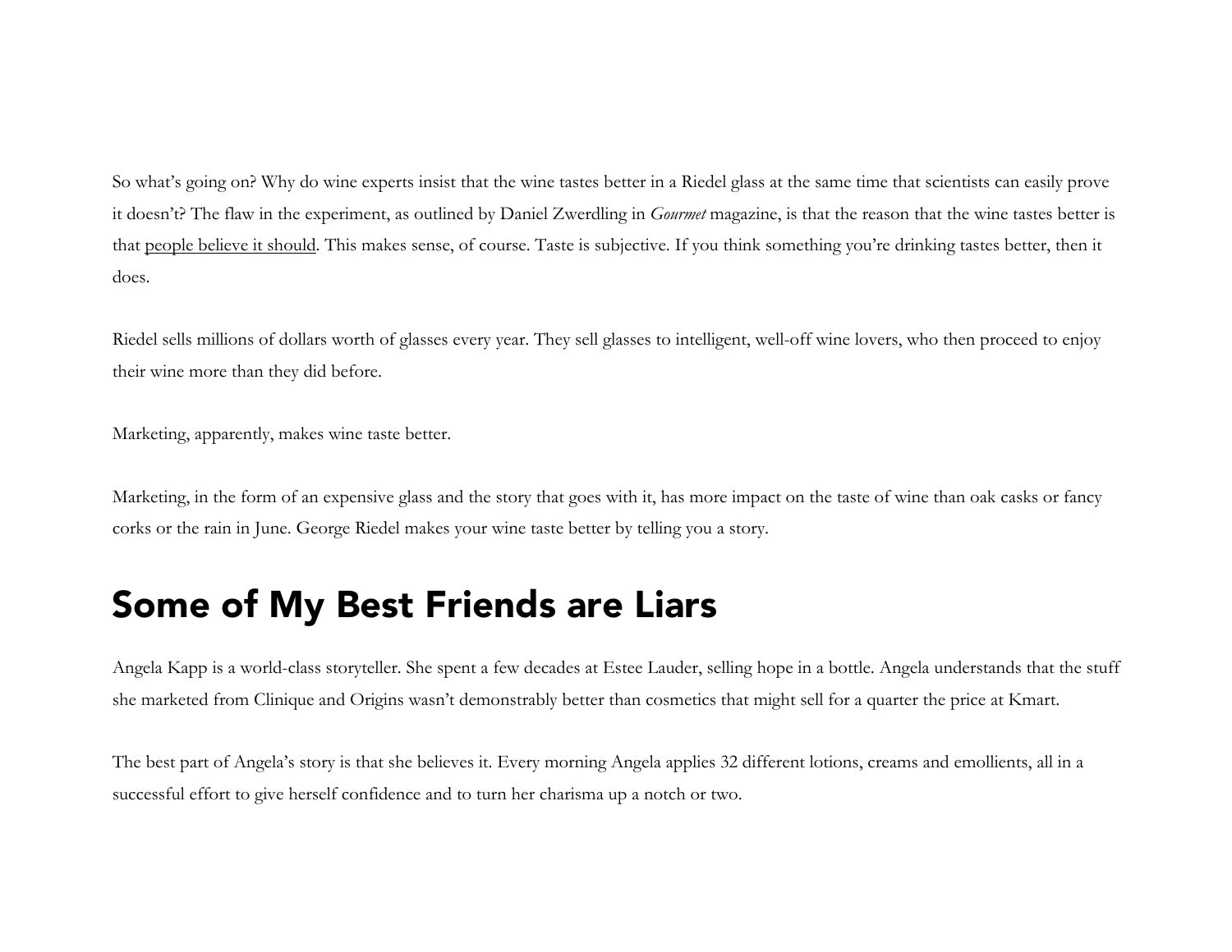So what's going on? Why do wine experts insist that the wine tastes better in a Riedel glass at the same time that scientists can easily prove it doesn't? The flaw in the experiment, as outlined by Daniel Zwerdling in *Gourmet* magazine, is that the reason that the wine tastes better is that people believe it should. This makes sense, of course. Taste is subjective. If you think something you're drinking tastes better, then it does.

Riedel sells millions of dollars worth of glasses every year. They sell glasses to intelligent, well-off wine lovers, who then proceed to enjoy their wine more than they did before.

Marketing, apparently, makes wine taste better.

Marketing, in the form of an expensive glass and the story that goes with it, has more impact on the taste of wine than oak casks or fancy corks or the rain in June. George Riedel makes your wine taste better by telling you a story.

## Some of My Best Friends are Liars

Angela Kapp is a world-class storyteller. She spent a few decades at Estee Lauder, selling hope in a bottle. Angela understands that the stuff she marketed from Clinique and Origins wasn't demonstrably better than cosmetics that might sell for a quarter the price at Kmart.

The best part of Angela's story is that she believes it. Every morning Angela applies 32 different lotions, creams and emollients, all in a successful effort to give herself confidence and to turn her charisma up a notch or two.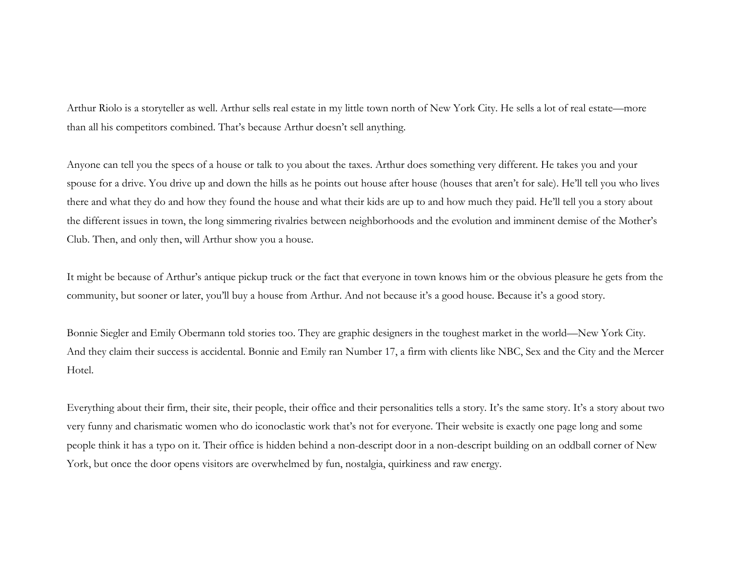Arthur Riolo is a storyteller as well. Arthur sells real estate in my little town north of New York City. He sells a lot of real estate—more than all his competitors combined. That's because Arthur doesn't sell anything.

Anyone can tell you the specs of a house or talk to you about the taxes. Arthur does something very different. He takes you and your spouse for a drive. You drive up and down the hills as he points out house after house (houses that aren't for sale). He'll tell you who lives there and what they do and how they found the house and what their kids are up to and how much they paid. He'll tell you a story about the different issues in town, the long simmering rivalries between neighborhoods and the evolution and imminent demise of the Mother's Club. Then, and only then, will Arthur show you a house.

It might be because of Arthur's antique pickup truck or the fact that everyone in town knows him or the obvious pleasure he gets from the community, but sooner or later, you'll buy a house from Arthur. And not because it's a good house. Because it's a good story.

Bonnie Siegler and Emily Obermann told stories too. They are graphic designers in the toughest market in the world—New York City. And they claim their success is accidental. Bonnie and Emily ran Number 17, a firm with clients like NBC, Sex and the City and the Mercer Hotel.

Everything about their firm, their site, their people, their office and their personalities tells a story. It's the same story. It's a story about two very funny and charismatic women who do iconoclastic work that's not for everyone. Their website is exactly one page long and some people think it has a typo on it. Their office is hidden behind a non-descript door in a non-descript building on an oddball corner of New York, but once the door opens visitors are overwhelmed by fun, nostalgia, quirkiness and raw energy.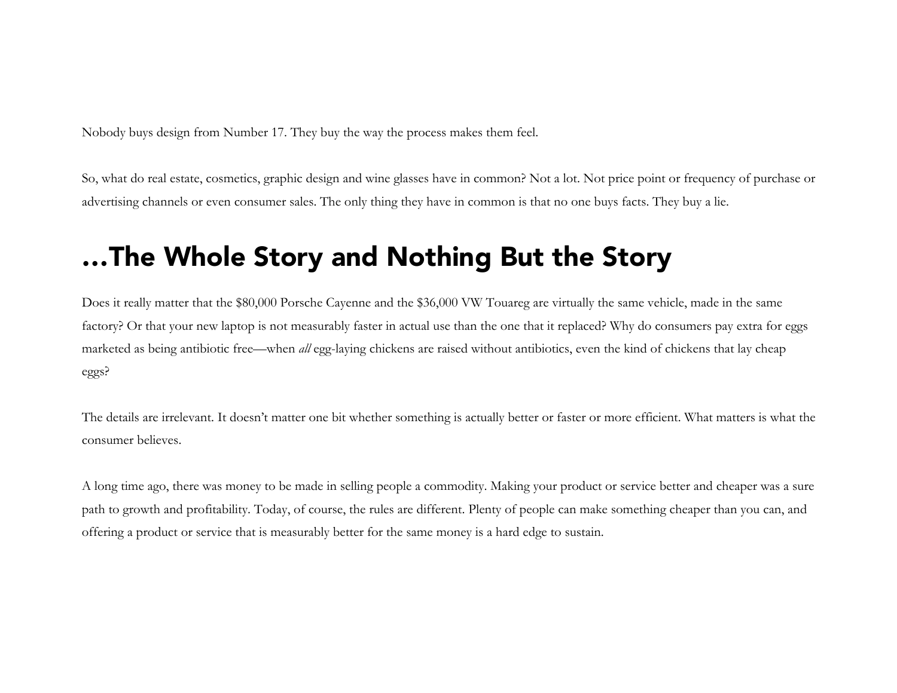Nobody buys design from Number 17. They buy the way the process makes them feel.

So, what do real estate, cosmetics, graphic design and wine glasses have in common? Not a lot. Not price point or frequency of purchase or advertising channels or even consumer sales. The only thing they have in common is that no one buys facts. They buy a lie.

# …The Whole Story and Nothing But the Story

Does it really matter that the $80,000 Porsche Cayenne and the $36,000 VW Touareg are virtually the same vehicle, made in the same factory? Or that your new laptop is not measurably faster in actual use than the one that it replaced? Why do consumers pay extra for eggs marketed as being antibiotic free—when *all* egg-laying chickens are raised without antibiotics, even the kind of chickens that lay cheap eggs?

The details are irrelevant. It doesn't matter one bit whether something is actually better or faster or more efficient. What matters is what the consumer believes.

A long time ago, there was money to be made in selling people a commodity. Making your product or service better and cheaper was a sure path to growth and profitability. Today, of course, the rules are different. Plenty of people can make something cheaper than you can, and offering a product or service that is measurably better for the same money is a hard edge to sustain.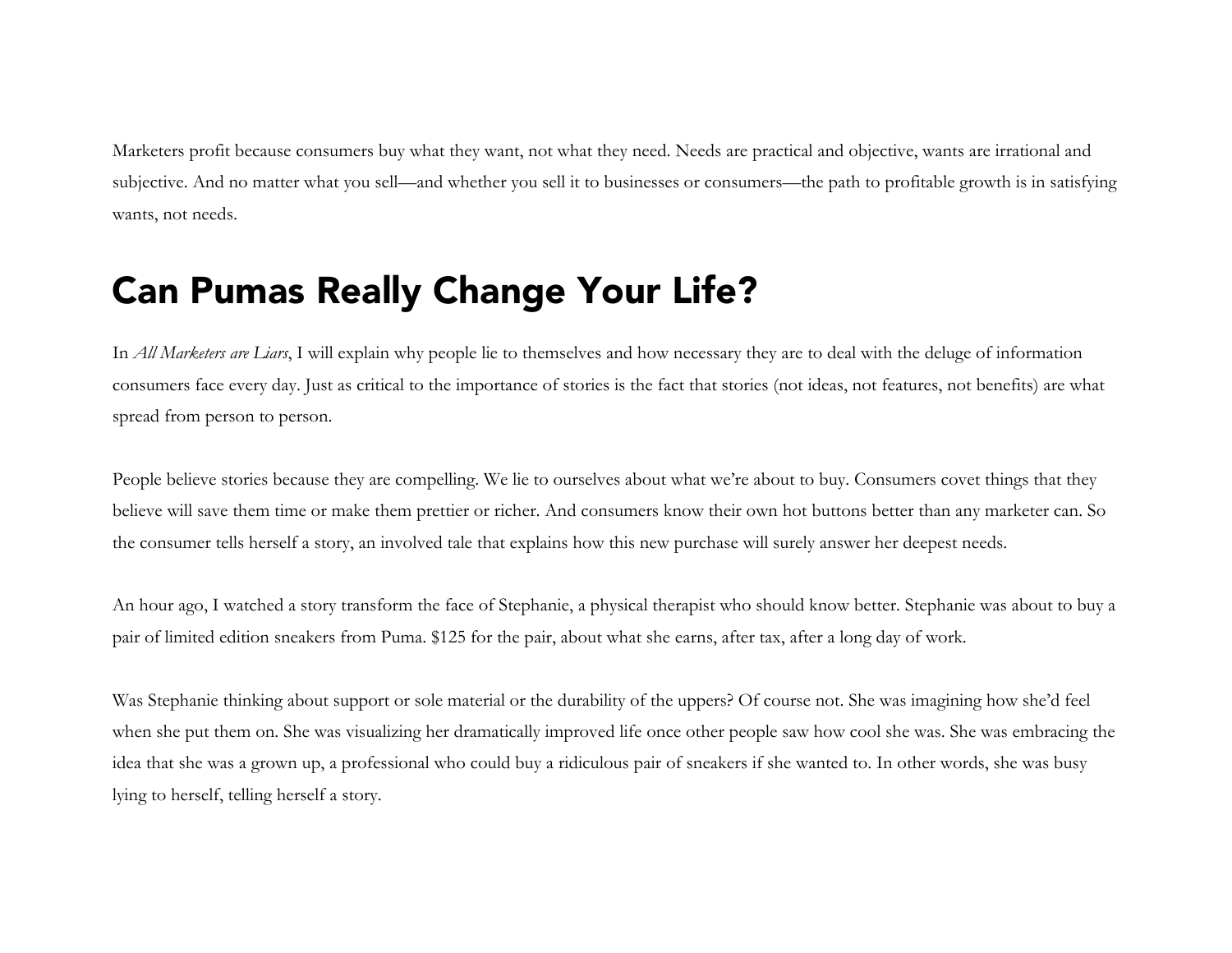Marketers profit because consumers buy what they want, not what they need. Needs are practical and objective, wants are irrational and subjective. And no matter what you sell—and whether you sell it to businesses or consumers—the path to profitable growth is in satisfying wants, not needs.

## Can Pumas Really Change Your Life?

In *All Marketers are Liars*, I will explain why people lie to themselves and how necessary they are to deal with the deluge of information consumers face every day. Just as critical to the importance of stories is the fact that stories (not ideas, not features, not benefits) are what spread from person to person.

People believe stories because they are compelling. We lie to ourselves about what we're about to buy. Consumers covet things that they believe will save them time or make them prettier or richer. And consumers know their own hot buttons better than any marketer can. So the consumer tells herself a story, an involved tale that explains how this new purchase will surely answer her deepest needs.

An hour ago, I watched a story transform the face of Stephanie, a physical therapist who should know better. Stephanie was about to buy a pair of limited edition sneakers from Puma. $125 for the pair, about what she earns, after tax, after a long day of work.

Was Stephanie thinking about support or sole material or the durability of the uppers? Of course not. She was imagining how she'd feel when she put them on. She was visualizing her dramatically improved life once other people saw how cool she was. She was embracing the idea that she was a grown up, a professional who could buy a ridiculous pair of sneakers if she wanted to. In other words, she was busy lying to herself, telling herself a story.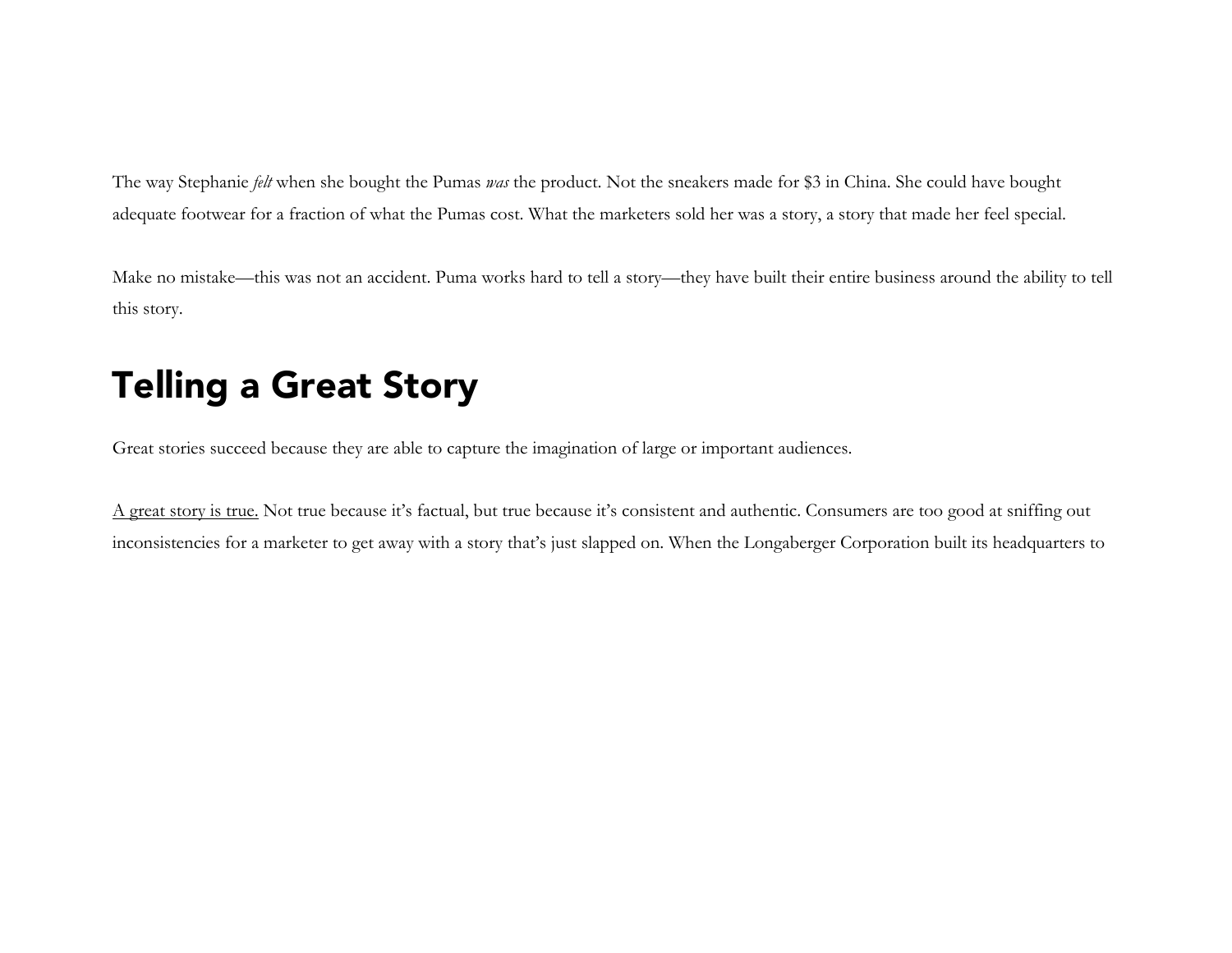The way Stephanie *felt* when she bought the Pumas *was* the product. Not the sneakers made for $3 in China. She could have bought adequate footwear for a fraction of what the Pumas cost. What the marketers sold her was a story, a story that made her feel special.

Make no mistake—this was not an accident. Puma works hard to tell a story—they have built their entire business around the ability to tell this story.

## Telling a Great Story

Great stories succeed because they are able to capture the imagination of large or important audiences.

<u>A great story is true.</u> Not true because it's factual, but true because it's consistent and authentic. Consumers are too good at sniffing out inconsistencies for a marketer to get away with a story that's just slapped on. When the Longaberger Corporation built its headquarters to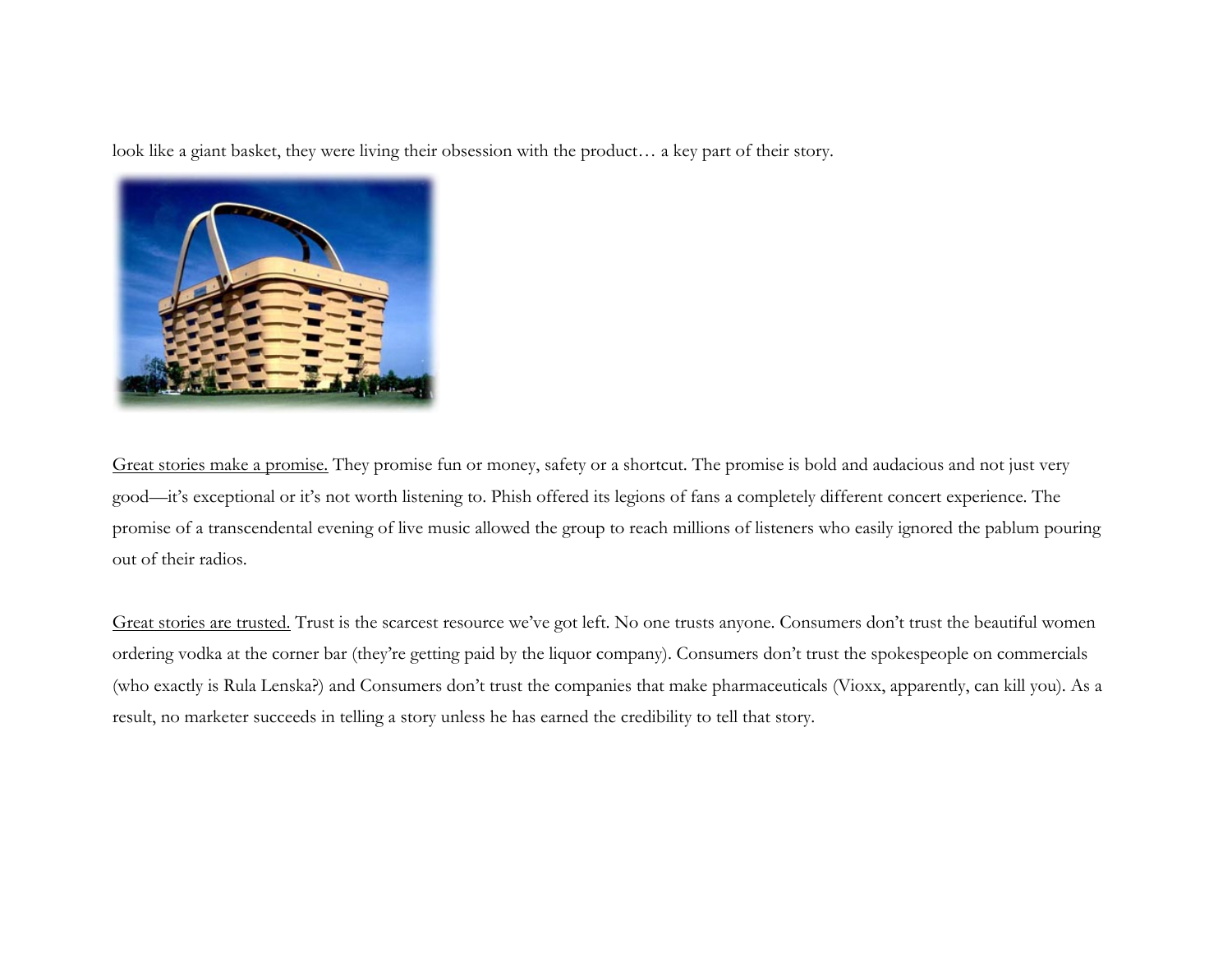look like a giant basket, they were living their obsession with the product… a key part of their story.

<u>Great stories make a promise.</u> They promise fun or money, safety or a shortcut. The promise is bold and audacious and not just very good—it's exceptional or it's not worth listening to. Phish offered its legions of fans a completely different concert experience. The promise of a transcendental evening of live music allowed the group to reach millions of listeners who easily ignored the pablum pouring out of their radios.

<u>Great stories are trusted.</u> Trust is the scarcest resource we've got left. No one trusts anyone. Consumers don't trust the beautiful women ordering vodka at the corner bar (they're getting paid by the liquor company). Consumers don't trust the spokespeople on commercials (who exactly is Rula Lenska?) and Consumers don't trust the companies that make pharmaceuticals (Vioxx, apparently, can kill you). As a result, no marketer succeeds in telling a story unless he has earned the credibility to tell that story.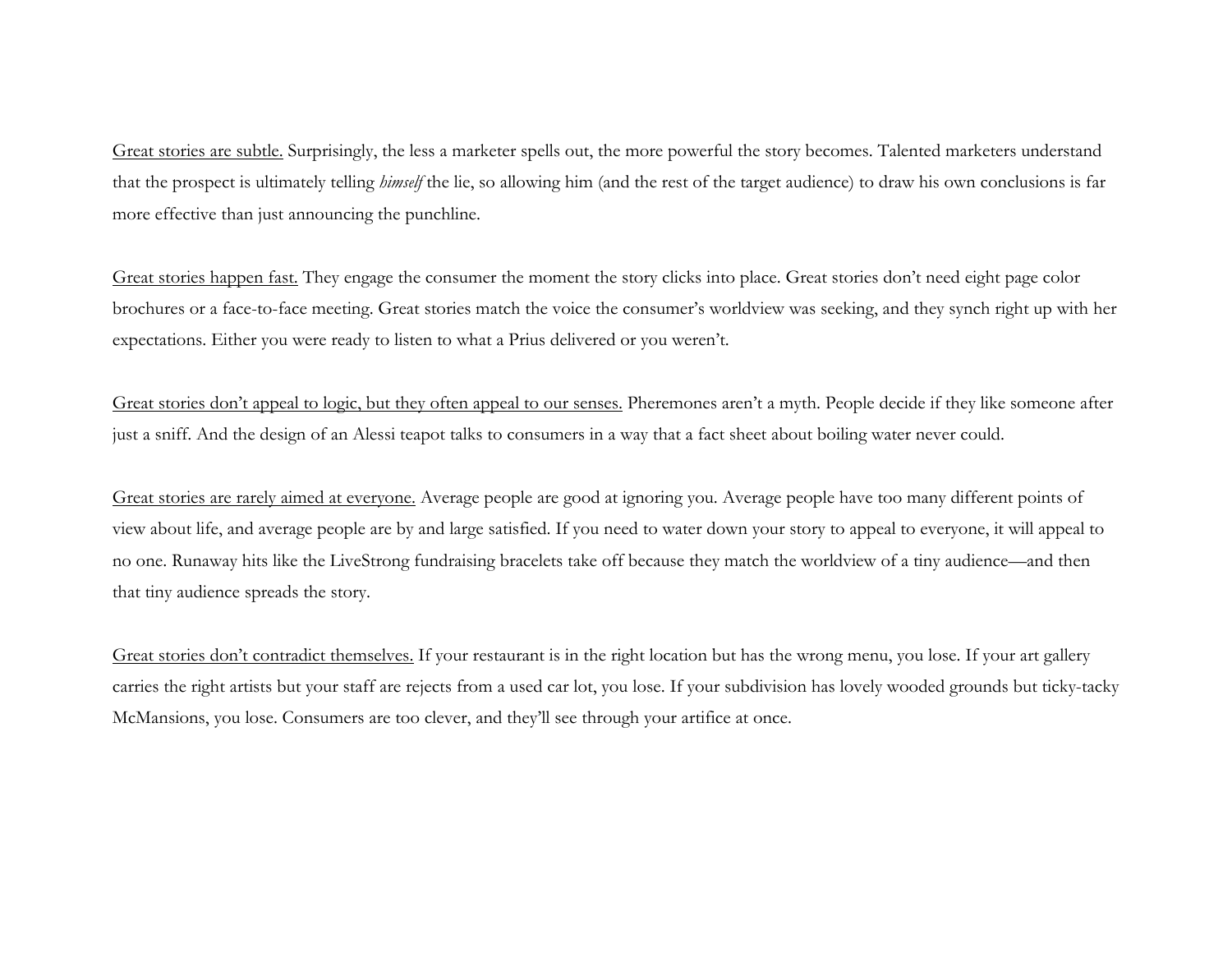Great stories are subtle. Surprisingly, the less a marketer spells out, the more powerful the story becomes. Talented marketers understand that the prospect is ultimately telling *himself* the lie, so allowing him (and the rest of the target audience) to draw his own conclusions is far more effective than just announcing the punchline.

Great stories happen fast. They engage the consumer the moment the story clicks into place. Great stories don't need eight page color brochures or a face-to-face meeting. Great stories match the voice the consumer's worldview was seeking, and they synch right up with her expectations. Either you were ready to listen to what a Prius delivered or you weren't.

Great stories don't appeal to logic, but they often appeal to our senses. Pheremones aren't a myth. People decide if they like someone after just a sniff. And the design of an Alessi teapot talks to consumers in a way that a fact sheet about boiling water never could.

Great stories are rarely aimed at everyone. Average people are good at ignoring you. Average people have too many different points of view about life, and average people are by and large satisfied. If you need to water down your story to appeal to everyone, it will appeal to no one. Runaway hits like the LiveStrong fundraising bracelets take off because they match the worldview of a tiny audience—and then that tiny audience spreads the story.

Great stories don't contradict themselves. If your restaurant is in the right location but has the wrong menu, you lose. If your art gallery carries the right artists but your staff are rejects from a used car lot, you lose. If your subdivision has lovely wooded grounds but ticky-tacky McMansions, you lose. Consumers are too clever, and they'll see through your artifice at once.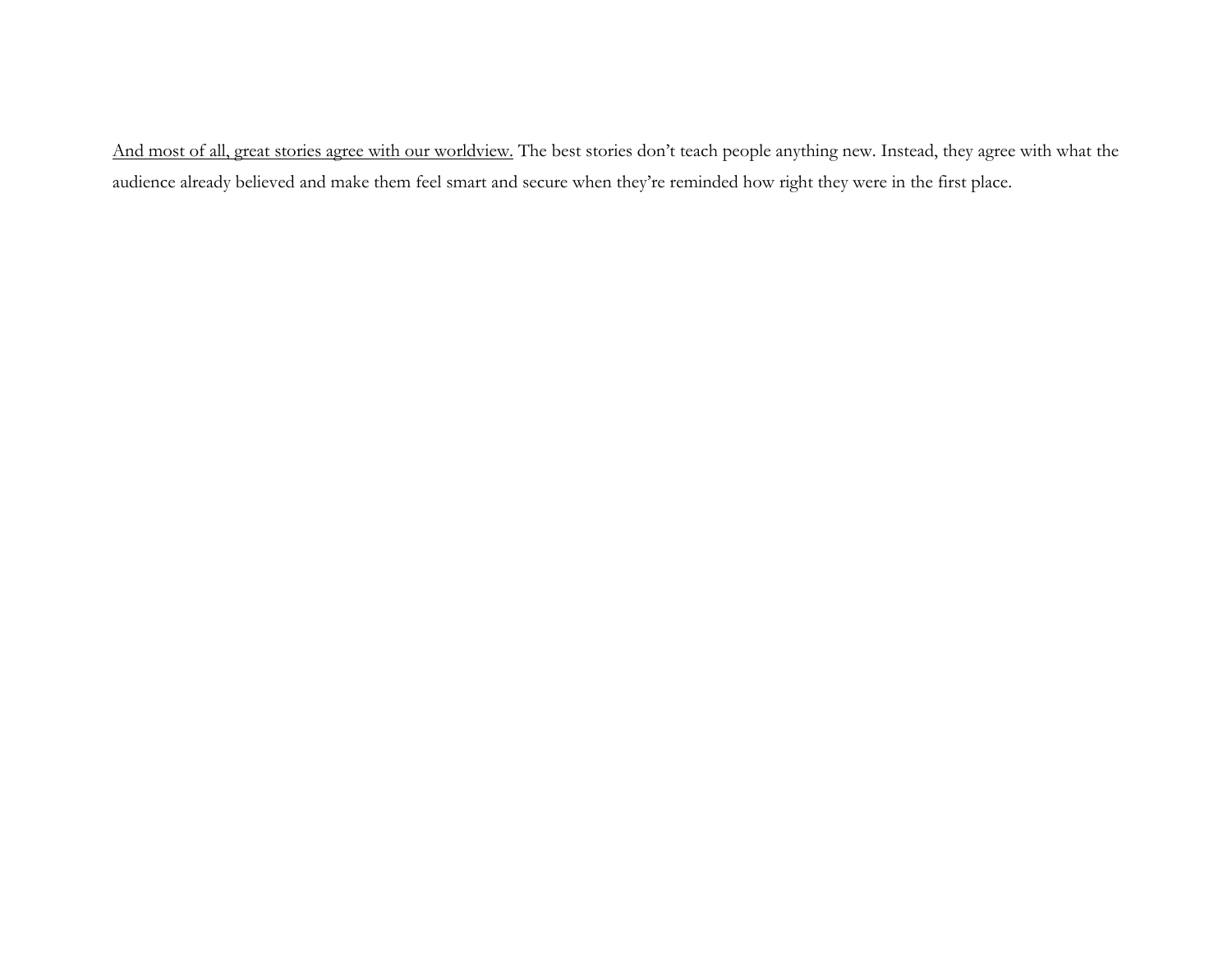<u>And most of all, great stories agree with our worldview.</u> The best stories don't teach people anything new. Instead, they agree with what the audience already believed and make them feel smart and secure when they're reminded how right they were in the first place.